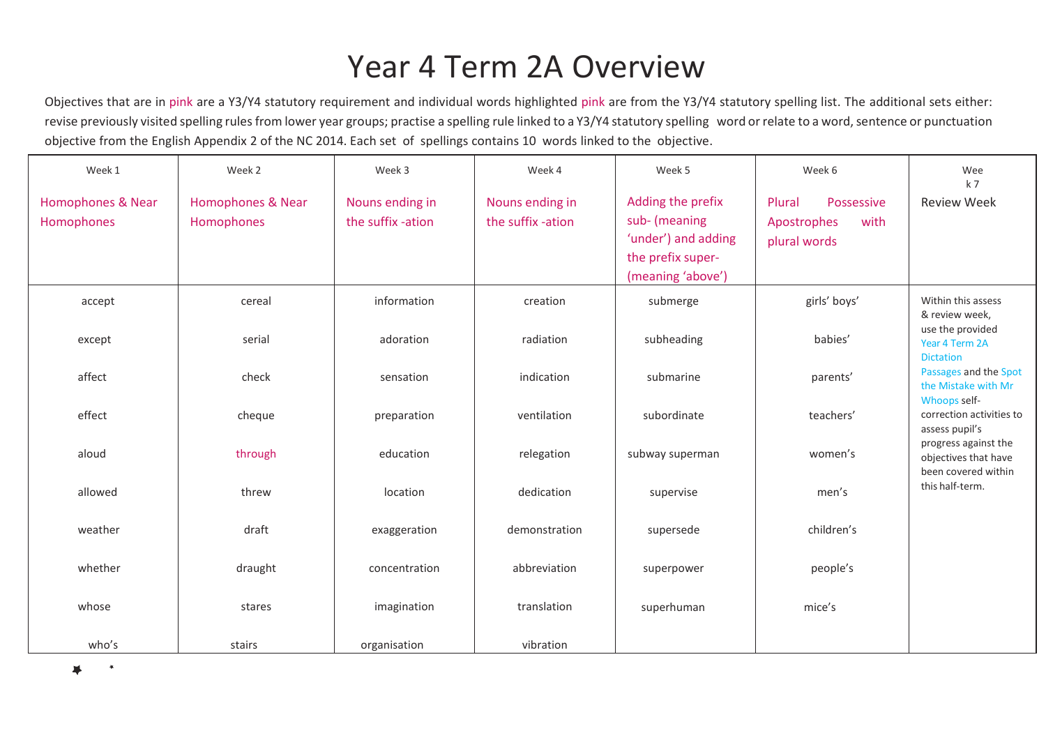# Year 4 Term 2A Overview

Objectives that are in pink are a Y3/Y4 statutory requirement and individual words highlighted pink are from the Y3/Y4 statutory spelling list. The additional sets either: revise previously visited spelling rules from lower year groups; practise a spelling rule linked to a Y3/Y4 statutory spelling word or relate to a word, sentence or punctuation objective from the English Appendix 2 of the NC 2014. Each set of spellings contains 10 words linked to the objective.

| Week 1<br>Homophones & Near Homophones | Week 2<br>Homophones & Near Homophones | Week 3<br>Nouns ending in the suffix -ation | Week 4<br>Nouns ending in the suffix -ation | Week 5<br>Adding the prefix sub- (meaning 'under') and adding the prefix super- (meaning 'above') | Week 6<br>Plural Possessive Apostrophes with plural words | Wee k 7<br>Review Week |
|---|---|---|---|---|---|---|
| accept | cereal | information | creation | submerge | girls' boys' | Within this assess & review week, use the provided Year 4 Term 2A Dictation Passages and the Spot the Mistake with Mr Whoops self-correction activities to assess pupil's progress against the objectives that have been covered within this half-term. |
| except | serial | adoration | radiation | subheading | babies' | |
| affect | check | sensation | indication | submarine | parents' | |
| effect | cheque | preparation | ventilation | subordinate | teachers' | |
| aloud | through | education | relegation | subway superman | women's | |
| allowed | threw | location | dedication | supervise | men's | |
| weather | draft | exaggeration | demonstration | supersede | children's | |
| whether | draught | concentration | abbreviation | superpower | people's | |
| whose | stares | imagination | translation | superhuman | mice's | |
| who's | stairs | organisation | vibration | | | |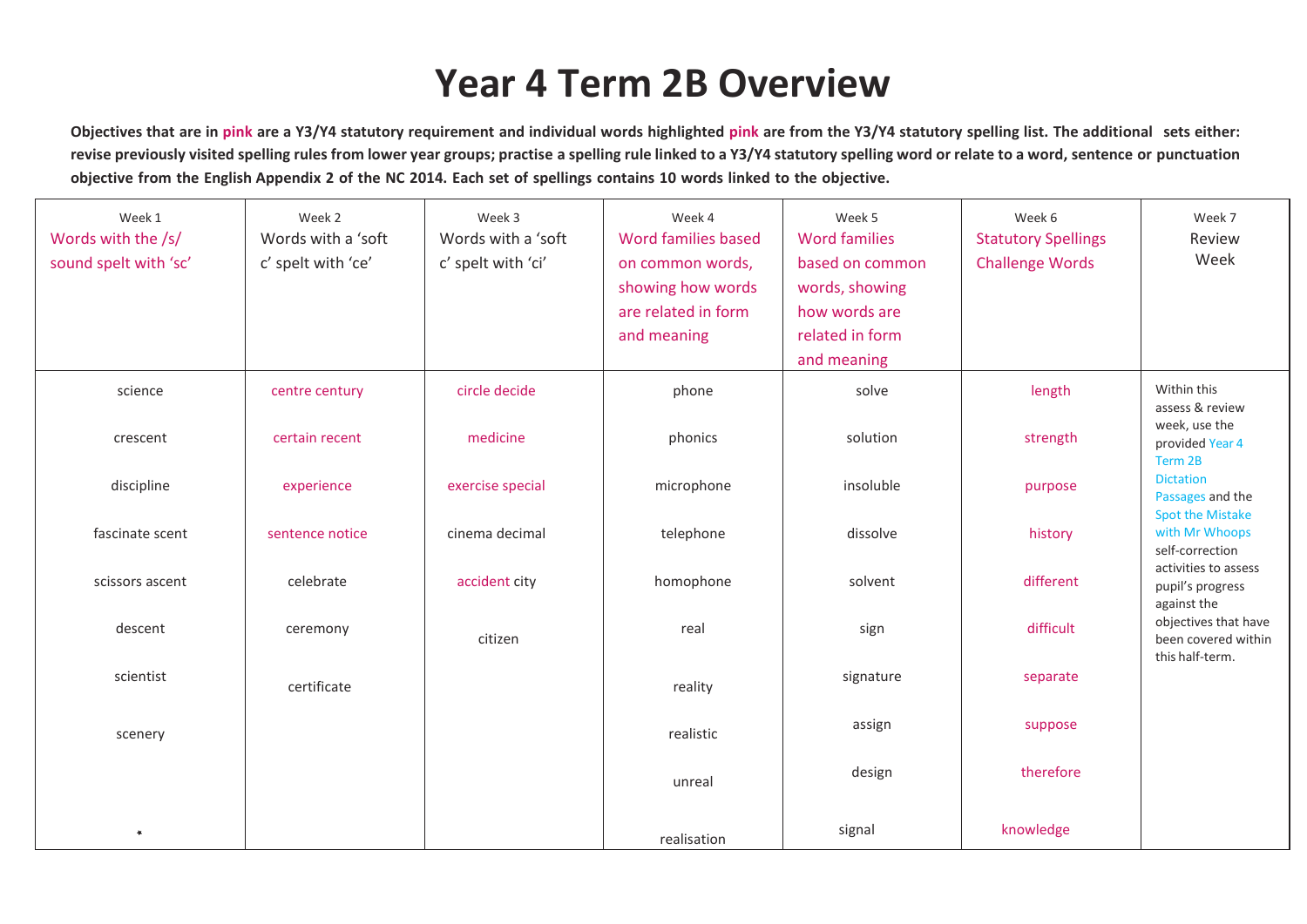# Year 4 Term 2B Overview

**Objectives that are in pink are a Y3/Y4 statutory requirement and individual words highlighted pink are from the Y3/Y4 statutory spelling list. The additional sets either: revise previously visited spelling rules from lower year groups; practise a spelling rule linked to a Y3/Y4 statutory spelling word or relate to a word, sentence or punctuation objective from the English Appendix 2 of the NC 2014. Each set of spellings contains 10 words linked to the objective.**

| Week 1<br>Words with the /s/ sound spelt with 'sc' | Week 2<br>Words with a 'soft c' spelt with 'ce' | Week 3<br>Words with a 'soft c' spelt with 'ci' | Week 4<br>Word families based on common words, showing how words are related in form and meaning | Week 5<br>Word families based on common words, showing how words are related in form and meaning | Week 6<br>Statutory Spellings Challenge Words | Week 7<br>Review Week |
|---|---|---|---|---|---|---|
| science | centre century | circle decide | phone | solve | length | Within this assess & review week, use the provided Year 4 Term 2B Dictation Passages and the Spot the Mistake with Mr Whoops self-correction activities to assess pupil's progress against the objectives that have been covered within this half-term. |
| crescent | certain recent | medicine | phonics | solution | strength | |
| discipline | experience | exercise special | microphone | insoluble | purpose | |
| fascinate scent | sentence notice | cinema decimal | telephone | dissolve | history | |
| scissors ascent | celebrate | accident city | homophone | solvent | different | |
| descent | ceremony | citizen | real | sign | difficult | |
| scientist | certificate | | reality | signature | separate | |
| scenery | | | realistic | assign | suppose | |
| | | | unreal | design | therefore | |
| * | | | realisation | signal | knowledge | |